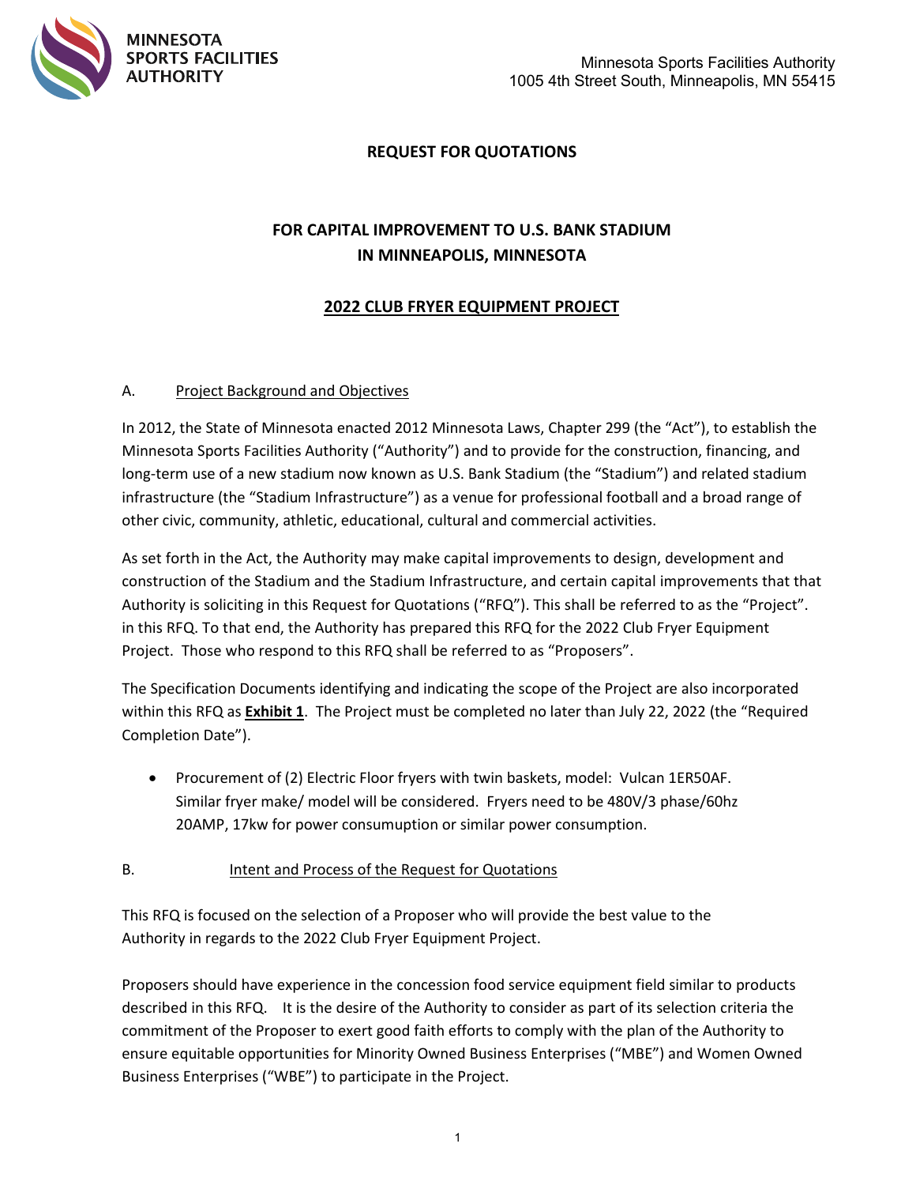**MINNESOTA SPORTS FACILITIES AUTHORITY**

Minnesota Sports Facilities Authority
1005 4th Street South, Minneapolis, MN 55415

# REQUEST FOR QUOTATIONS

## FOR CAPITAL IMPROVEMENT TO U.S. BANK STADIUM IN MINNEAPOLIS, MINNESOTA

## 2022 CLUB FRYER EQUIPMENT PROJECT

### A. Project Background and Objectives

In 2012, the State of Minnesota enacted 2012 Minnesota Laws, Chapter 299 (the "Act"), to establish the Minnesota Sports Facilities Authority ("Authority") and to provide for the construction, financing, and long-term use of a new stadium now known as U.S. Bank Stadium (the "Stadium") and related stadium infrastructure (the "Stadium Infrastructure") as a venue for professional football and a broad range of other civic, community, athletic, educational, cultural and commercial activities.

As set forth in the Act, the Authority may make capital improvements to design, development and construction of the Stadium and the Stadium Infrastructure, and certain capital improvements that that Authority is soliciting in this Request for Quotations ("RFQ"). This shall be referred to as the "Project". in this RFQ. To that end, the Authority has prepared this RFQ for the 2022 Club Fryer Equipment Project. Those who respond to this RFQ shall be referred to as "Proposers".

The Specification Documents identifying and indicating the scope of the Project are also incorporated within this RFQ as **Exhibit 1**. The Project must be completed no later than July 22, 2022 (the "Required Completion Date").

- Procurement of (2) Electric Floor fryers with twin baskets, model: Vulcan 1ER50AF. Similar fryer make/ model will be considered. Fryers need to be 480V/3 phase/60hz 20AMP, 17kw for power consumuption or similar power consumption.

### B. Intent and Process of the Request for Quotations

This RFQ is focused on the selection of a Proposer who will provide the best value to the Authority in regards to the 2022 Club Fryer Equipment Project.

Proposers should have experience in the concession food service equipment field similar to products described in this RFQ. It is the desire of the Authority to consider as part of its selection criteria the commitment of the Proposer to exert good faith efforts to comply with the plan of the Authority to ensure equitable opportunities for Minority Owned Business Enterprises ("MBE") and Women Owned Business Enterprises ("WBE") to participate in the Project.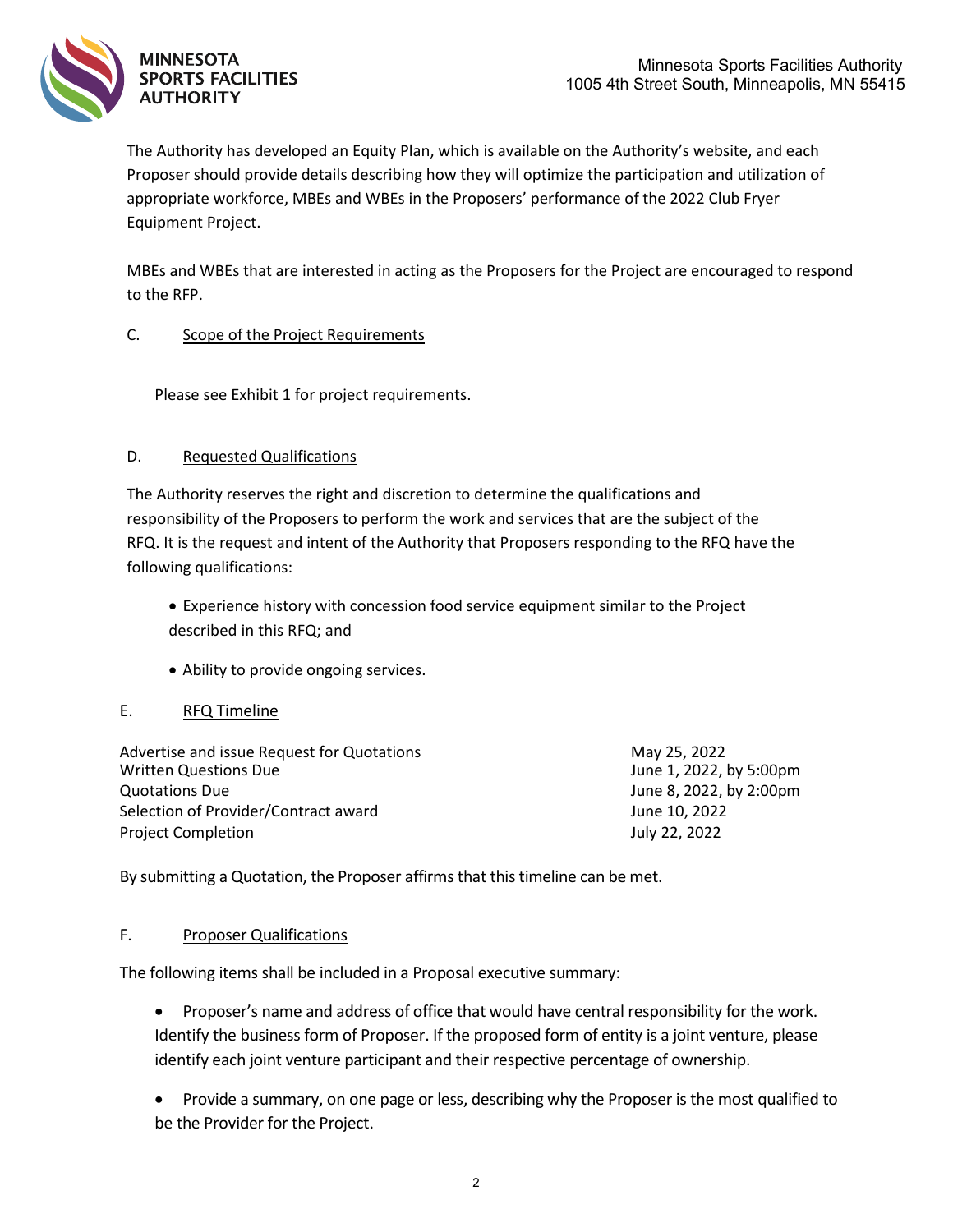The Authority has developed an Equity Plan, which is available on the Authority's website, and each Proposer should provide details describing how they will optimize the participation and utilization of appropriate workforce, MBEs and WBEs in the Proposers' performance of the 2022 Club Fryer Equipment Project.

MBEs and WBEs that are interested in acting as the Proposers for the Project are encouraged to respond to the RFP.

C. Scope of the Project Requirements

Please see Exhibit 1 for project requirements.

D. Requested Qualifications

The Authority reserves the right and discretion to determine the qualifications and responsibility of the Proposers to perform the work and services that are the subject of the RFQ. It is the request and intent of the Authority that Proposers responding to the RFQ have the following qualifications:

- Experience history with concession food service equipment similar to the Project described in this RFQ; and
- Ability to provide ongoing services.

E. RFQ Timeline

| | |
|---|---|
| Advertise and issue Request for Quotations | May 25, 2022 |
| Written Questions Due | June 1, 2022, by 5:00pm |
| Quotations Due | June 8, 2022, by 2:00pm |
| Selection of Provider/Contract award | June 10, 2022 |
| Project Completion | July 22, 2022 |

By submitting a Quotation, the Proposer affirms that this timeline can be met.

F. Proposer Qualifications

The following items shall be included in a Proposal executive summary:

- Proposer's name and address of office that would have central responsibility for the work. Identify the business form of Proposer. If the proposed form of entity is a joint venture, please identify each joint venture participant and their respective percentage of ownership.
- Provide a summary, on one page or less, describing why the Proposer is the most qualified to be the Provider for the Project.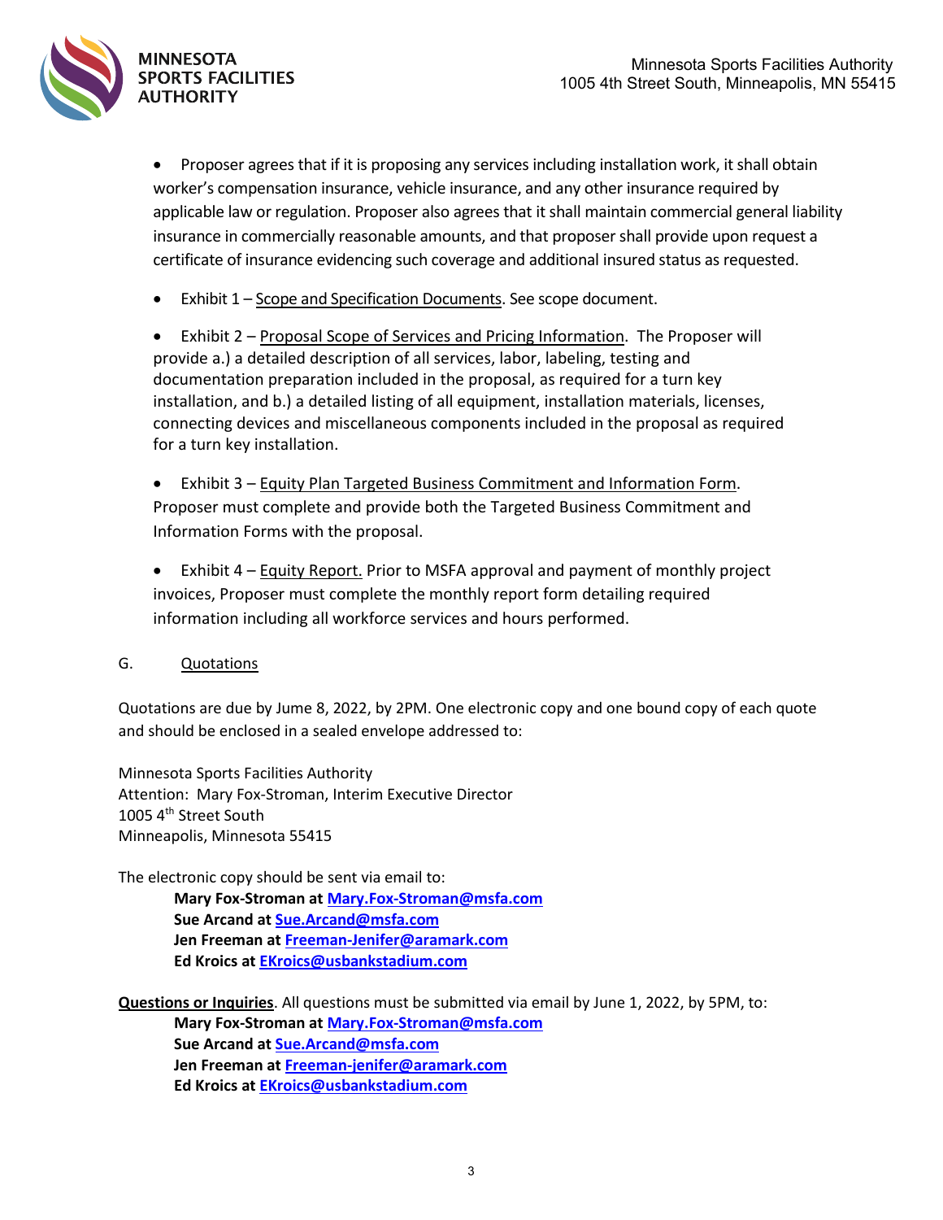- Proposer agrees that if it is proposing any services including installation work, it shall obtain worker's compensation insurance, vehicle insurance, and any other insurance required by applicable law or regulation. Proposer also agrees that it shall maintain commercial general liability insurance in commercially reasonable amounts, and that proposer shall provide upon request a certificate of insurance evidencing such coverage and additional insured status as requested.

- Exhibit 1 – Scope and Specification Documents. See scope document.

- Exhibit 2 – Proposal Scope of Services and Pricing Information. The Proposer will provide a.) a detailed description of all services, labor, labeling, testing and documentation preparation included in the proposal, as required for a turn key installation, and b.) a detailed listing of all equipment, installation materials, licenses, connecting devices and miscellaneous components included in the proposal as required for a turn key installation.

- Exhibit 3 – Equity Plan Targeted Business Commitment and Information Form. Proposer must complete and provide both the Targeted Business Commitment and Information Forms with the proposal.

- Exhibit 4 – Equity Report. Prior to MSFA approval and payment of monthly project invoices, Proposer must complete the monthly report form detailing required information including all workforce services and hours performed.

G. Quotations

Quotations are due by Jume 8, 2022, by 2PM. One electronic copy and one bound copy of each quote and should be enclosed in a sealed envelope addressed to:

Minnesota Sports Facilities Authority
Attention: Mary Fox-Stroman, Interim Executive Director
1005 4th Street South
Minneapolis, Minnesota 55415

The electronic copy should be sent via email to:

**Mary Fox-Stroman at Mary.Fox-Stroman@msfa.com**
**Sue Arcand at Sue.Arcand@msfa.com**
**Jen Freeman at Freeman-Jenifer@aramark.com**
**Ed Kroics at EKroics@usbankstadium.com**

**Questions or Inquiries**. All questions must be submitted via email by June 1, 2022, by 5PM, to:

**Mary Fox-Stroman at Mary.Fox-Stroman@msfa.com**
**Sue Arcand at Sue.Arcand@msfa.com**
**Jen Freeman at Freeman-jenifer@aramark.com**
**Ed Kroics at EKroics@usbankstadium.com**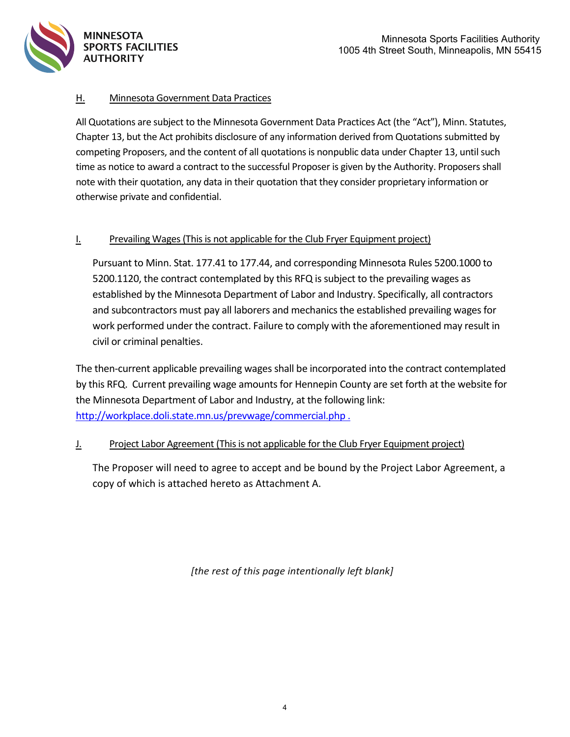### H. Minnesota Government Data Practices

All Quotations are subject to the Minnesota Government Data Practices Act (the "Act"), Minn. Statutes, Chapter 13, but the Act prohibits disclosure of any information derived from Quotations submitted by competing Proposers, and the content of all quotations is nonpublic data under Chapter 13, until such time as notice to award a contract to the successful Proposer is given by the Authority. Proposers shall note with their quotation, any data in their quotation that they consider proprietary information or otherwise private and confidential.

### I. Prevailing Wages (This is not applicable for the Club Fryer Equipment project)

Pursuant to Minn. Stat. 177.41 to 177.44, and corresponding Minnesota Rules 5200.1000 to 5200.1120, the contract contemplated by this RFQ is subject to the prevailing wages as established by the Minnesota Department of Labor and Industry. Specifically, all contractors and subcontractors must pay all laborers and mechanics the established prevailing wages for work performed under the contract. Failure to comply with the aforementioned may result in civil or criminal penalties.

The then-current applicable prevailing wages shall be incorporated into the contract contemplated by this RFQ. Current prevailing wage amounts for Hennepin County are set forth at the website for the Minnesota Department of Labor and Industry, at the following link: http://workplace.doli.state.mn.us/prevwage/commercial.php .

### J. Project Labor Agreement (This is not applicable for the Club Fryer Equipment project)

The Proposer will need to agree to accept and be bound by the Project Labor Agreement, a copy of which is attached hereto as Attachment A.

*[the rest of this page intentionally left blank]*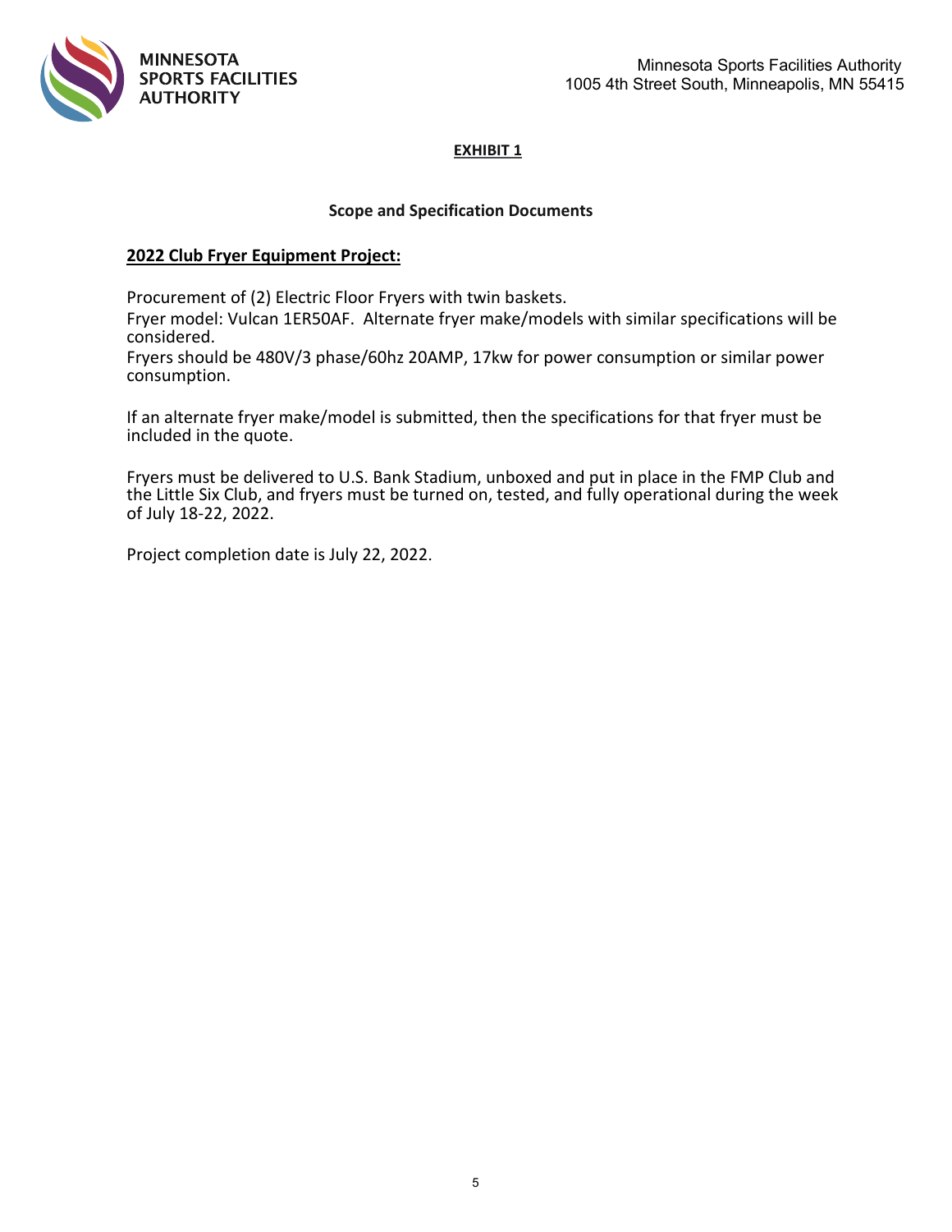MINNESOTA SPORTS FACILITIES AUTHORITY

Minnesota Sports Facilities Authority
1005 4th Street South, Minneapolis, MN 55415

# EXHIBIT 1

## Scope and Specification Documents

### 2022 Club Fryer Equipment Project:

Procurement of (2) Electric Floor Fryers with twin baskets.
Fryer model: Vulcan 1ER50AF. Alternate fryer make/models with similar specifications will be considered.
Fryers should be 480V/3 phase/60hz 20AMP, 17kw for power consumption or similar power consumption.

If an alternate fryer make/model is submitted, then the specifications for that fryer must be included in the quote.

Fryers must be delivered to U.S. Bank Stadium, unboxed and put in place in the FMP Club and the Little Six Club, and fryers must be turned on, tested, and fully operational during the week of July 18-22, 2022.

Project completion date is July 22, 2022.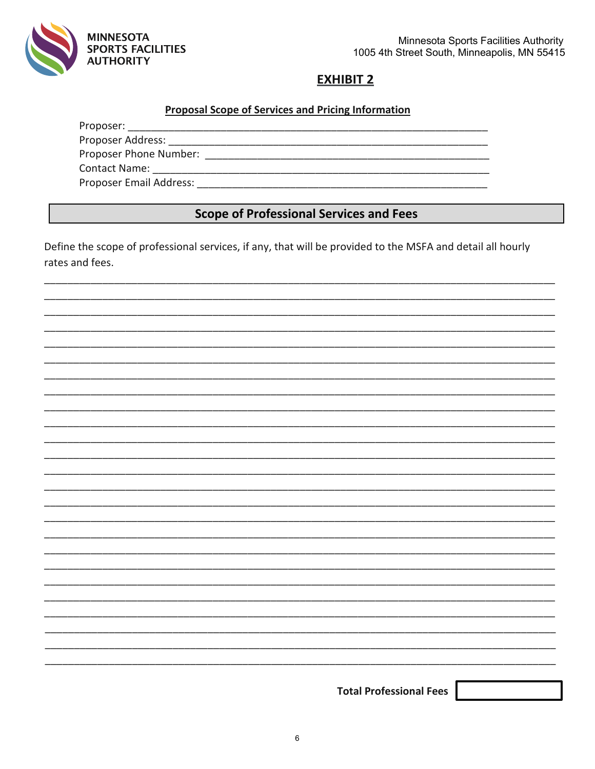MINNESOTA SPORTS FACILITIES AUTHORITY

Minnesota Sports Facilities Authority
1005 4th Street South, Minneapolis, MN 55415

# EXHIBIT 2

## Proposal Scope of Services and Pricing Information

Proposer: ____________________________________________________________

Proposer Address: _____________________________________________________

Proposer Phone Number: ________________________________________________

Contact Name: ________________________________________________________

Proposer Email Address: ________________________________________________

## Scope of Professional Services and Fees

Define the scope of professional services, if any, that will be provided to the MSFA and detail all hourly rates and fees.

______________________________________________________________________________

______________________________________________________________________________

______________________________________________________________________________

______________________________________________________________________________

______________________________________________________________________________

______________________________________________________________________________

______________________________________________________________________________

______________________________________________________________________________

______________________________________________________________________________

______________________________________________________________________________

______________________________________________________________________________

______________________________________________________________________________

______________________________________________________________________________

______________________________________________________________________________

______________________________________________________________________________

______________________________________________________________________________

______________________________________________________________________________

______________________________________________________________________________

______________________________________________________________________________

______________________________________________________________________________

______________________________________________________________________________

______________________________________________________________________________

______________________________________________________________________________

______________________________________________________________________________

______________________________________________________________________________

**Total Professional Fees** ____________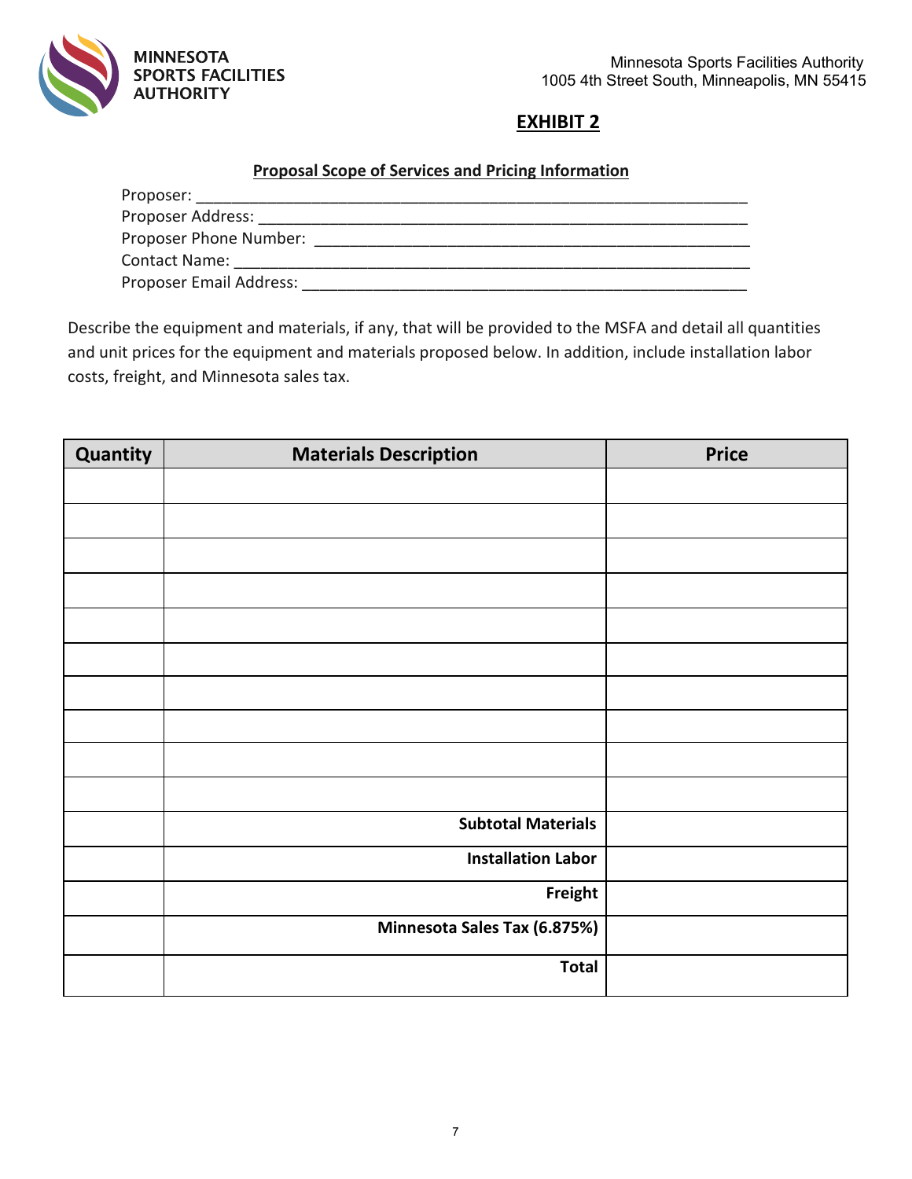Minnesota Sports Facilities Authority
1005 4th Street South, Minneapolis, MN 55415

# EXHIBIT 2

## Proposal Scope of Services and Pricing Information

Proposer: ___________________________________________________________

Proposer Address: _____________________________________________________

Proposer Phone Number: _________________________________________________

Contact Name: ________________________________________________________

Proposer Email Address: _________________________________________________

Describe the equipment and materials, if any, that will be provided to the MSFA and detail all quantities and unit prices for the equipment and materials proposed below. In addition, include installation labor costs, freight, and Minnesota sales tax.

| Quantity | Materials Description | Price |
|---|---|---|
| | | |
| | | |
| | | |
| | | |
| | | |
| | | |
| | | |
| | | |
| | | |
| | | |
| | **Subtotal Materials** | |
| | **Installation Labor** | |
| | **Freight** | |
| | **Minnesota Sales Tax (6.875%)** | |
| | **Total** | |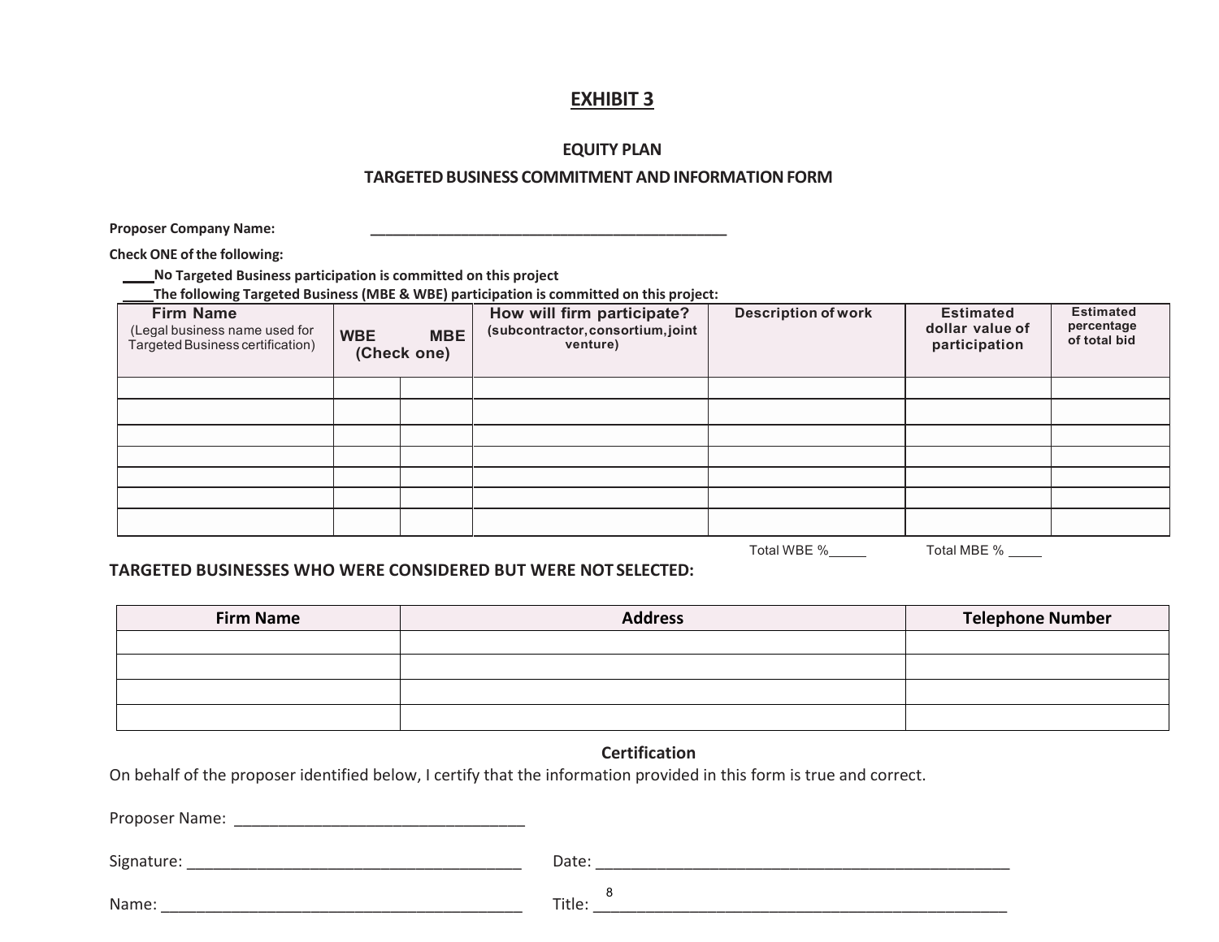# EXHIBIT 3

## EQUITY PLAN

## TARGETED BUSINESS COMMITMENT AND INFORMATION FORM

**Proposer Company Name:** ______________________________________________

**Check ONE of the following:**

____**No Targeted Business participation is committed on this project**

____**The following Targeted Business (MBE & WBE) participation is committed on this project:**

| Firm Name (Legal business name used for Targeted Business certification) | WBE (Check one) | MBE | How will firm participate? (subcontractor, consortium, joint venture) | Description of work | Estimated dollar value of participation | Estimated percentage of total bid |
|---|---|---|---|---|---|---|
| | | | | | | |
| | | | | | | |
| | | | | | | |
| | | | | | | |
| | | | | | | |
| | | | | | | |
| | | | | | | |

Total WBE %_____ Total MBE % ____

**TARGETED BUSINESSES WHO WERE CONSIDERED BUT WERE NOT SELECTED:**

| Firm Name | Address | Telephone Number |
|---|---|---|
| | | |
| | | |
| | | |
| | | |

### Certification

On behalf of the proposer identified below, I certify that the information provided in this form is true and correct.

Proposer Name: __________________________________

Signature: ________________________________________ Date: _________________________________________________

Name: ___________________________________________ Title: _________________________________________________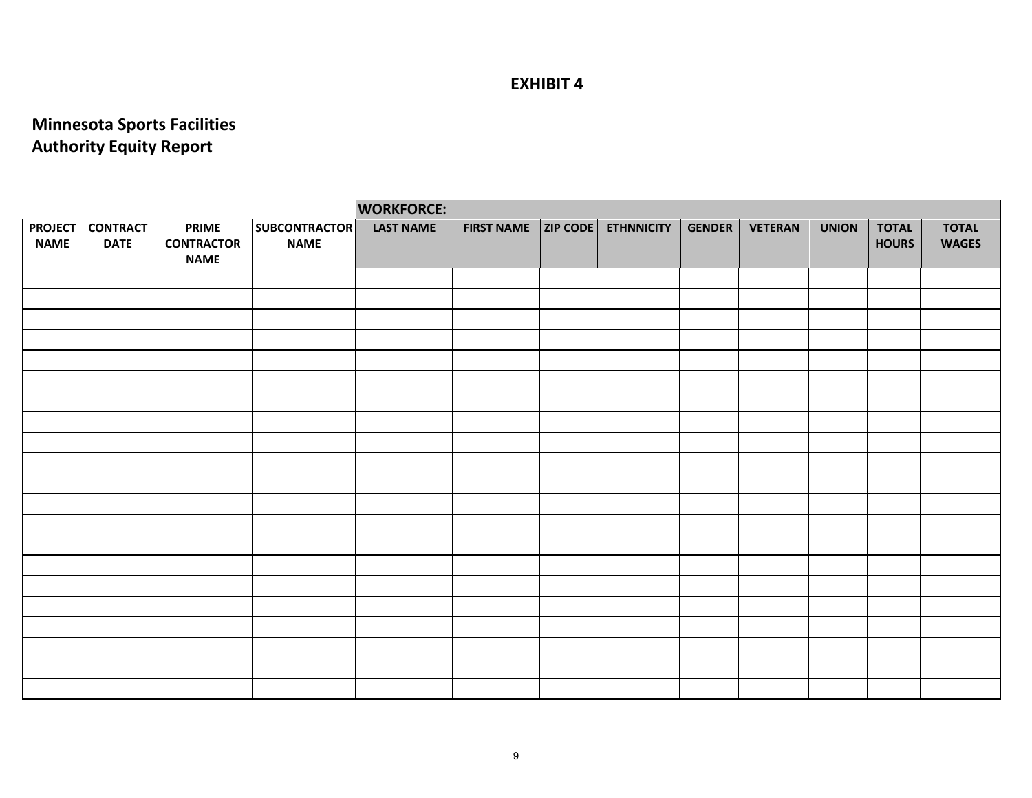# EXHIBIT 4

## Minnesota Sports Facilities Authority Equity Report

| | | | | WORKFORCE: | | | | | | | | |
|---|---|---|---|---|---|---|---|---|---|---|---|---|
| PROJECT NAME | CONTRACT DATE | PRIME CONTRACTOR NAME | SUBCONTRACTOR NAME | LAST NAME | FIRST NAME | ZIP CODE | ETHNNICITY | GENDER | VETERAN | UNION | TOTAL HOURS | TOTAL WAGES |
| | | | | | | | | | | | | |
| | | | | | | | | | | | | |
| | | | | | | | | | | | | |
| | | | | | | | | | | | | |
| | | | | | | | | | | | | |
| | | | | | | | | | | | | |
| | | | | | | | | | | | | |
| | | | | | | | | | | | | |
| | | | | | | | | | | | | |
| | | | | | | | | | | | | |
| | | | | | | | | | | | | |
| | | | | | | | | | | | | |
| | | | | | | | | | | | | |
| | | | | | | | | | | | | |
| | | | | | | | | | | | | |
| | | | | | | | | | | | | |
| | | | | | | | | | | | | |
| | | | | | | | | | | | | |
| | | | | | | | | | | | | |
| | | | | | | | | | | | | |
| | | | | | | | | | | | | |